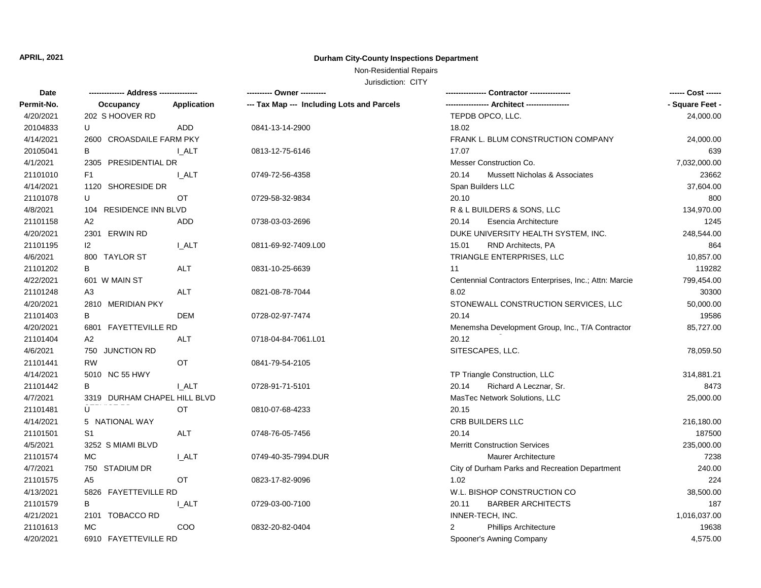**APRIL, 2021**

# Durham City-County Inspections Department

Non-Residential Repairs

Jurisdiction: CITY

| Date | -------------- Address -------------- | | ---------- Owner ---------- | ---------------- Contractor ---------------- | ------ Cost ------ |
|---|---|---|---|---|---|
| Permit-No. | Occupancy | Application | --- Tax Map --- Including Lots and Parcels | ----------------- Architect ----------------- | - Square Feet - |
| 4/20/2021 | 202 S HOOVER RD | | | TEPDB OPCO, LLC. | 24,000.00 |
| 20104833 | U | ADD | 0841-13-14-2900 | 18.02 | |
| 4/14/2021 | 2600 CROASDAILE FARM PKY | | | FRANK L. BLUM CONSTRUCTION COMPANY | 24,000.00 |
| 20105041 | B | I_ALT | 0813-12-75-6146 | 17.07 | 639 |
| 4/1/2021 | 2305 PRESIDENTIAL DR | | | Messer Construction Co. | 7,032,000.00 |
| 21101010 | F1 | I_ALT | 0749-72-56-4358 | 20.14 Mussett Nicholas & Associates | 23662 |
| 4/14/2021 | 1120 SHORESIDE DR | | | Span Builders LLC | 37,604.00 |
| 21101078 | U | OT | 0729-58-32-9834 | 20.10 | 800 |
| 4/8/2021 | 104 RESIDENCE INN BLVD | | | R & L BUILDERS & SONS, LLC | 134,970.00 |
| 21101158 | A2 | ADD | 0738-03-03-2696 | 20.14 Esencia Architecture | 1245 |
| 4/20/2021 | 2301 ERWIN RD | | | DUKE UNIVERSITY HEALTH SYSTEM, INC. | 248,544.00 |
| 21101195 | I2 | I_ALT | 0811-69-92-7409.L00 | 15.01 RND Architects, PA | 864 |
| 4/6/2021 | 800 TAYLOR ST | | | TRIANGLE ENTERPRISES, LLC | 10,857.00 |
| 21101202 | B | ALT | 0831-10-25-6639 | 11 | 119282 |
| 4/22/2021 | 601 W MAIN ST | | | Centennial Contractors Enterprises, Inc.; Attn: Marcie | 799,454.00 |
| 21101248 | A3 | ALT | 0821-08-78-7044 | 8.02 | 30300 |
| 4/20/2021 | 2810 MERIDIAN PKY | | | STONEWALL CONSTRUCTION SERVICES, LLC | 50,000.00 |
| 21101403 | B | DEM | 0728-02-97-7474 | 20.14 | 19586 |
| 4/20/2021 | 6801 FAYETTEVILLE RD | | | Menemsha Development Group, Inc., T/A Contractor | 85,727.00 |
| 21101404 | A2 | ALT | 0718-04-84-7061.L01 | 20.12 | |
| 4/6/2021 | 750 JUNCTION RD | | | SITESCAPES, LLC. | 78,059.50 |
| 21101441 | RW | OT | 0841-79-54-2105 | | |
| 4/14/2021 | 5010 NC 55 HWY | | | TP Triangle Construction, LLC | 314,881.21 |
| 21101442 | B | I_ALT | 0728-91-71-5101 | 20.14 Richard A Lecznar, Sr. | 8473 |
| 4/7/2021 | 3319 DURHAM CHAPEL HILL BLVD | | | MasTec Network Solutions, LLC | 25,000.00 |
| 21101481 | U | OT | 0810-07-68-4233 | 20.15 | |
| 4/14/2021 | 5 NATIONAL WAY | | | CRB BUILDERS LLC | 216,180.00 |
| 21101501 | S1 | ALT | 0748-76-05-7456 | 20.14 | 187500 |
| 4/5/2021 | 3252 S MIAMI BLVD | | | Merritt Construction Services | 235,000.00 |
| 21101574 | MC | I_ALT | 0749-40-35-7994.DUR | Maurer Architecture | 7238 |
| 4/7/2021 | 750 STADIUM DR | | | City of Durham Parks and Recreation Department | 240.00 |
| 21101575 | A5 | OT | 0823-17-82-9096 | 1.02 | 224 |
| 4/13/2021 | 5826 FAYETTEVILLE RD | | | W.L. BISHOP CONSTRUCTION CO | 38,500.00 |
| 21101579 | B | I_ALT | 0729-03-00-7100 | 20.11 BARBER ARCHITECTS | 187 |
| 4/21/2021 | 2101 TOBACCO RD | | | INNER-TECH, INC. | 1,016,037.00 |
| 21101613 | MC | COO | 0832-20-82-0404 | 2 Phillips Architecture | 19638 |
| 4/20/2021 | 6910 FAYETTEVILLE RD | | | Spooner's Awning Company | 4,575.00 |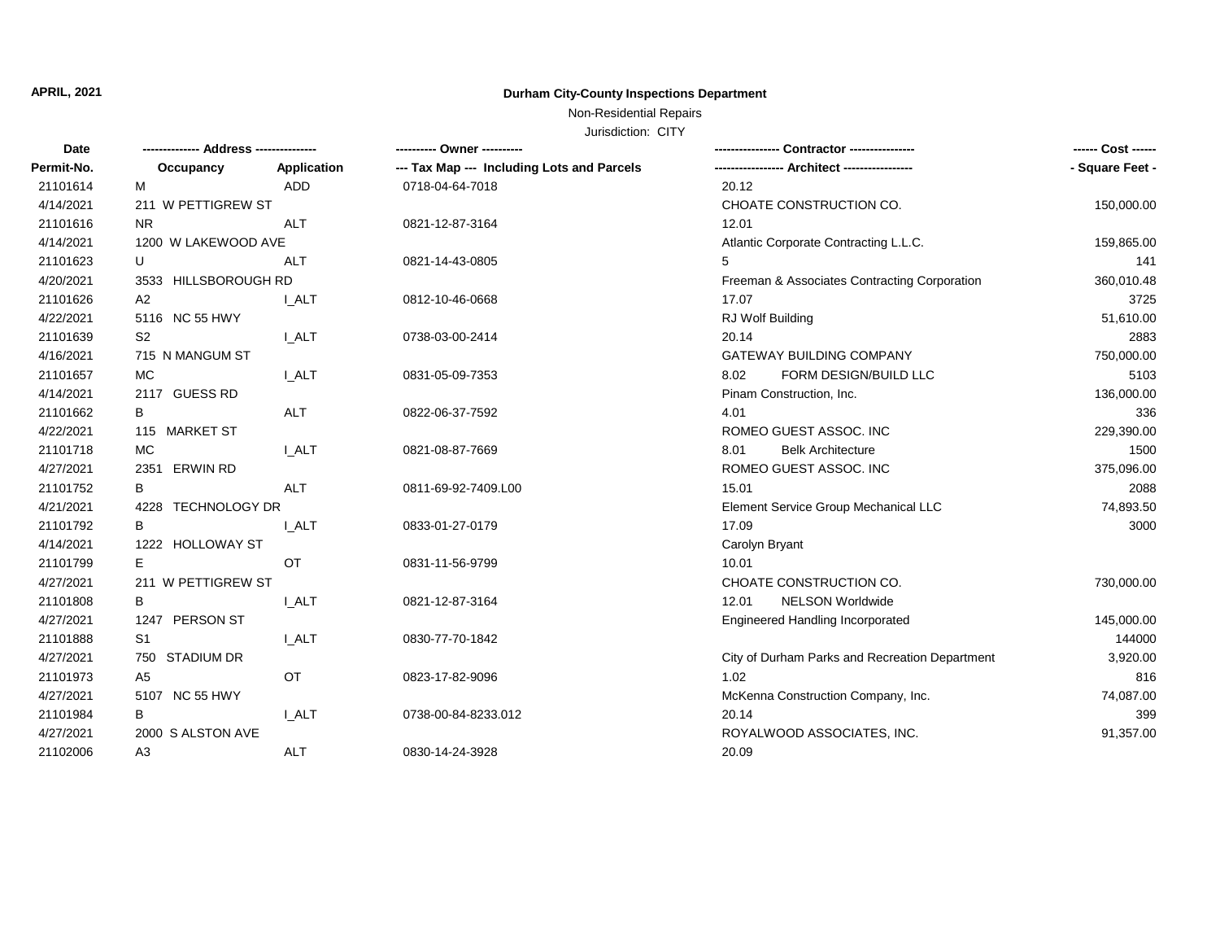**APRIL, 2021**

**Durham City-County Inspections Department**

Non-Residential Repairs

Jurisdiction: CITY

| Date | -------------- Address -------------- | | ---------- Owner ---------- | ---------------- Contractor ---------------- | ------ Cost ------ |
|---|---|---|---|---|---|
| Permit-No. | Occupancy | Application | --- Tax Map --- Including Lots and Parcels | ----------------- Architect ----------------- | - Square Feet - |
| 21101614 | M | ADD | 0718-04-64-7018 | 20.12 | |
| 4/14/2021 | 211 W PETTIGREW ST | | | CHOATE CONSTRUCTION CO. | 150,000.00 |
| 21101616 | NR | ALT | 0821-12-87-3164 | 12.01 | |
| 4/14/2021 | 1200 W LAKEWOOD AVE | | | Atlantic Corporate Contracting L.L.C. | 159,865.00 |
| 21101623 | U | ALT | 0821-14-43-0805 | 5 | 141 |
| 4/20/2021 | 3533 HILLSBOROUGH RD | | | Freeman & Associates Contracting Corporation | 360,010.48 |
| 21101626 | A2 | I_ALT | 0812-10-46-0668 | 17.07 | 3725 |
| 4/22/2021 | 5116 NC 55 HWY | | | RJ Wolf Building | 51,610.00 |
| 21101639 | S2 | I_ALT | 0738-03-00-2414 | 20.14 | 2883 |
| 4/16/2021 | 715 N MANGUM ST | | | GATEWAY BUILDING COMPANY | 750,000.00 |
| 21101657 | MC | I_ALT | 0831-05-09-7353 | 8.02 FORM DESIGN/BUILD LLC | 5103 |
| 4/14/2021 | 2117 GUESS RD | | | Pinam Construction, Inc. | 136,000.00 |
| 21101662 | B | ALT | 0822-06-37-7592 | 4.01 | 336 |
| 4/22/2021 | 115 MARKET ST | | | ROMEO GUEST ASSOC. INC | 229,390.00 |
| 21101718 | MC | I_ALT | 0821-08-87-7669 | 8.01 Belk Architecture | 1500 |
| 4/27/2021 | 2351 ERWIN RD | | | ROMEO GUEST ASSOC. INC | 375,096.00 |
| 21101752 | B | ALT | 0811-69-92-7409.L00 | 15.01 | 2088 |
| 4/21/2021 | 4228 TECHNOLOGY DR | | | Element Service Group Mechanical LLC | 74,893.50 |
| 21101792 | B | I_ALT | 0833-01-27-0179 | 17.09 | 3000 |
| 4/14/2021 | 1222 HOLLOWAY ST | | | Carolyn Bryant | |
| 21101799 | E | OT | 0831-11-56-9799 | 10.01 | |
| 4/27/2021 | 211 W PETTIGREW ST | | | CHOATE CONSTRUCTION CO. | 730,000.00 |
| 21101808 | B | I_ALT | 0821-12-87-3164 | 12.01 NELSON Worldwide | |
| 4/27/2021 | 1247 PERSON ST | | | Engineered Handling Incorporated | 145,000.00 |
| 21101888 | S1 | I_ALT | 0830-77-70-1842 | | 144000 |
| 4/27/2021 | 750 STADIUM DR | | | City of Durham Parks and Recreation Department | 3,920.00 |
| 21101973 | A5 | OT | 0823-17-82-9096 | 1.02 | 816 |
| 4/27/2021 | 5107 NC 55 HWY | | | McKenna Construction Company, Inc. | 74,087.00 |
| 21101984 | B | I_ALT | 0738-00-84-8233.012 | 20.14 | 399 |
| 4/27/2021 | 2000 S ALSTON AVE | | | ROYALWOOD ASSOCIATES, INC. | 91,357.00 |
| 21102006 | A3 | ALT | 0830-14-24-3928 | 20.09 | |